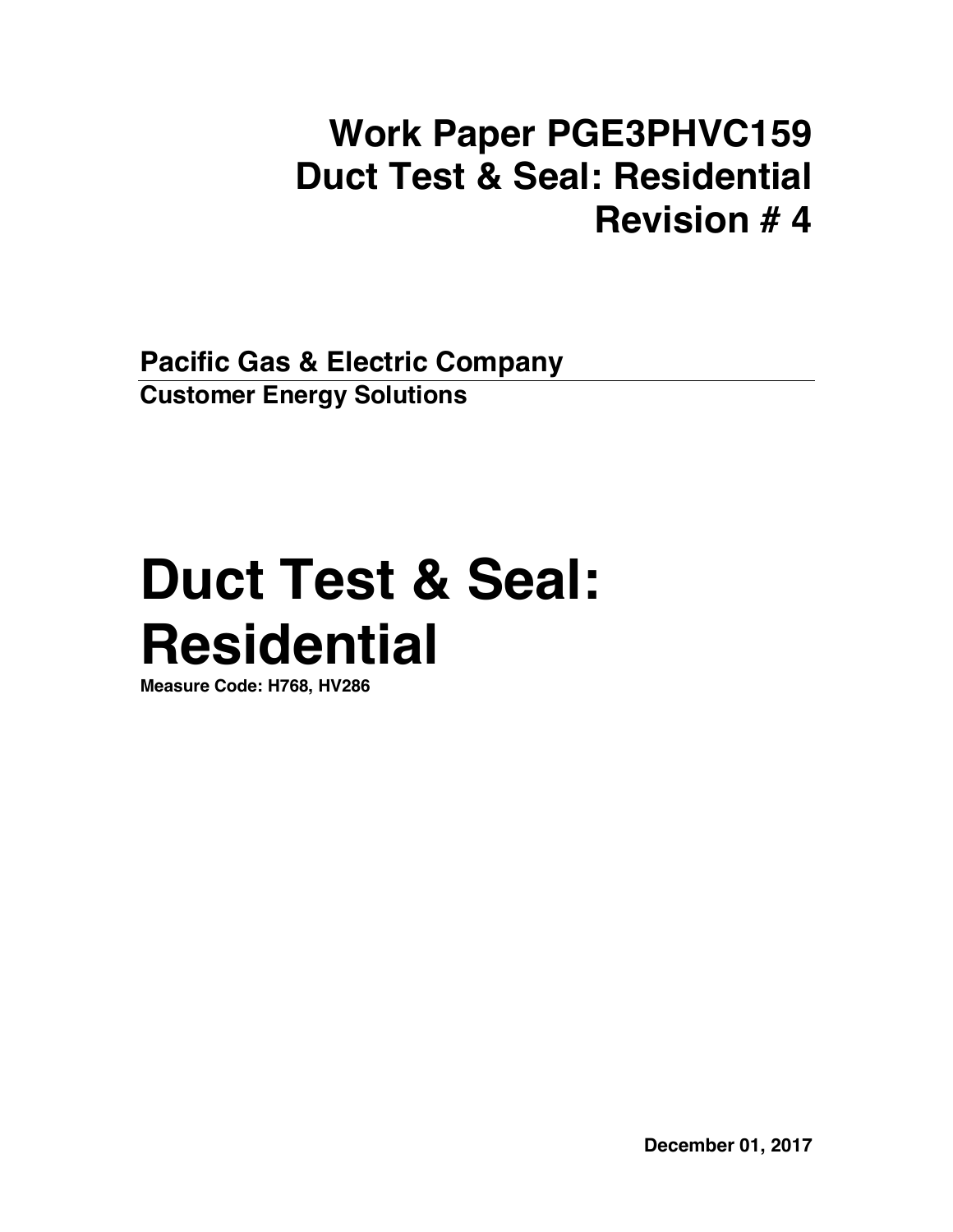# Work Paper PGE3PHVC159
# Duct Test & Seal: Residential
# Revision # 4

**Pacific Gas & Electric Company**

**Customer Energy Solutions**

# Duct Test & Seal: Residential

**Measure Code: H768, HV286**

**December 01, 2017**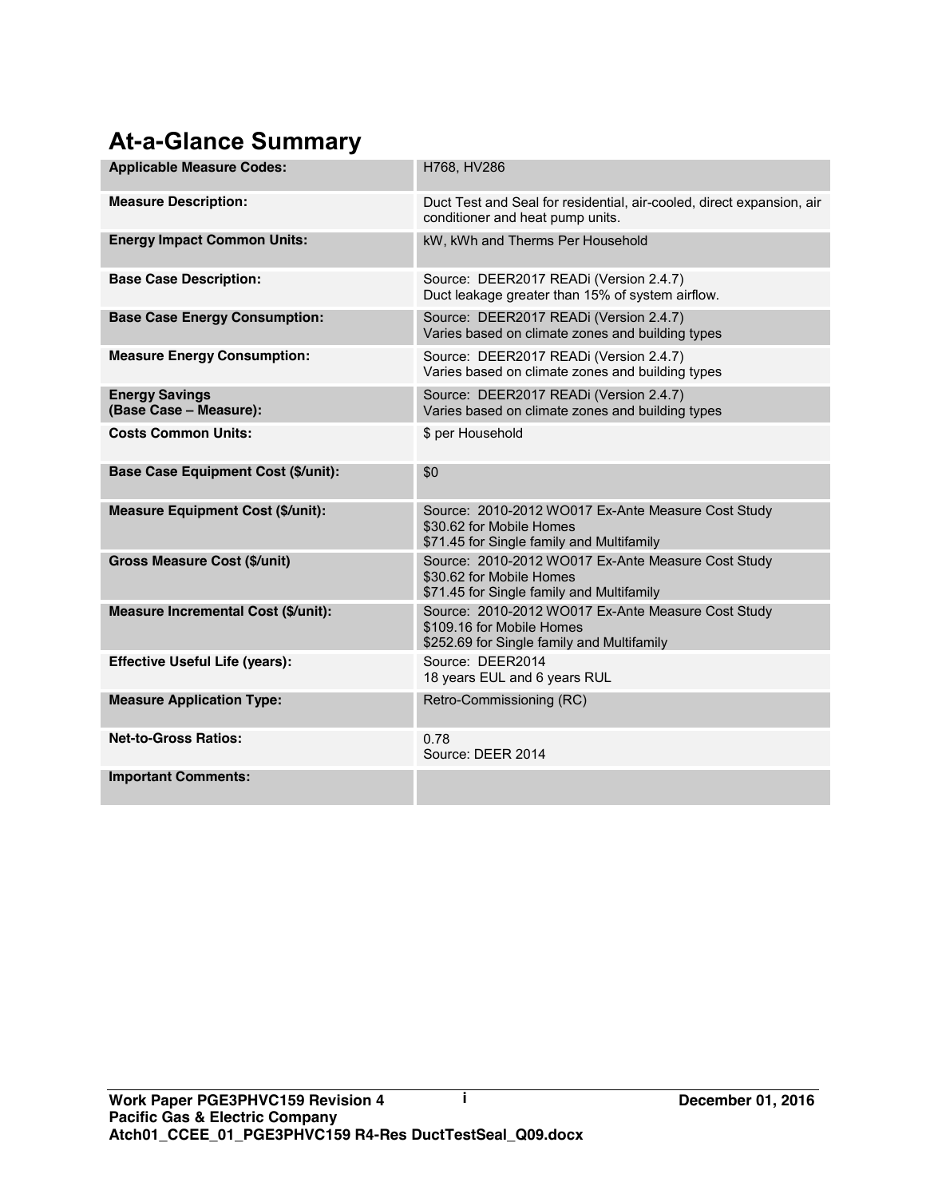# At-a-Glance Summary

| | |
|---|---|
| **Applicable Measure Codes:** | H768, HV286 |
| **Measure Description:** | Duct Test and Seal for residential, air-cooled, direct expansion, air conditioner and heat pump units. |
| **Energy Impact Common Units:** | kW, kWh and Therms Per Household |
| **Base Case Description:** | Source: DEER2017 READi (Version 2.4.7)<br>Duct leakage greater than 15% of system airflow. |
| **Base Case Energy Consumption:** | Source: DEER2017 READi (Version 2.4.7)<br>Varies based on climate zones and building types |
| **Measure Energy Consumption:** | Source: DEER2017 READi (Version 2.4.7)<br>Varies based on climate zones and building types |
| **Energy Savings (Base Case – Measure):** | Source: DEER2017 READi (Version 2.4.7)<br>Varies based on climate zones and building types |
| **Costs Common Units:** | $ per Household |
| **Base Case Equipment Cost ($/unit):** | $0 |
| **Measure Equipment Cost ($/unit):** | Source: 2010-2012 WO017 Ex-Ante Measure Cost Study<br>$30.62 for Mobile Homes<br>$71.45 for Single family and Multifamily |
| **Gross Measure Cost ($/unit)** | Source: 2010-2012 WO017 Ex-Ante Measure Cost Study<br>$30.62 for Mobile Homes<br>$71.45 for Single family and Multifamily |
| **Measure Incremental Cost ($/unit):** | Source: 2010-2012 WO017 Ex-Ante Measure Cost Study<br>$109.16 for Mobile Homes<br>$252.69 for Single family and Multifamily |
| **Effective Useful Life (years):** | Source: DEER2014<br>18 years EUL and 6 years RUL |
| **Measure Application Type:** | Retro-Commissioning (RC) |
| **Net-to-Gross Ratios:** | 0.78<br>Source: DEER 2014 |
| **Important Comments:** | |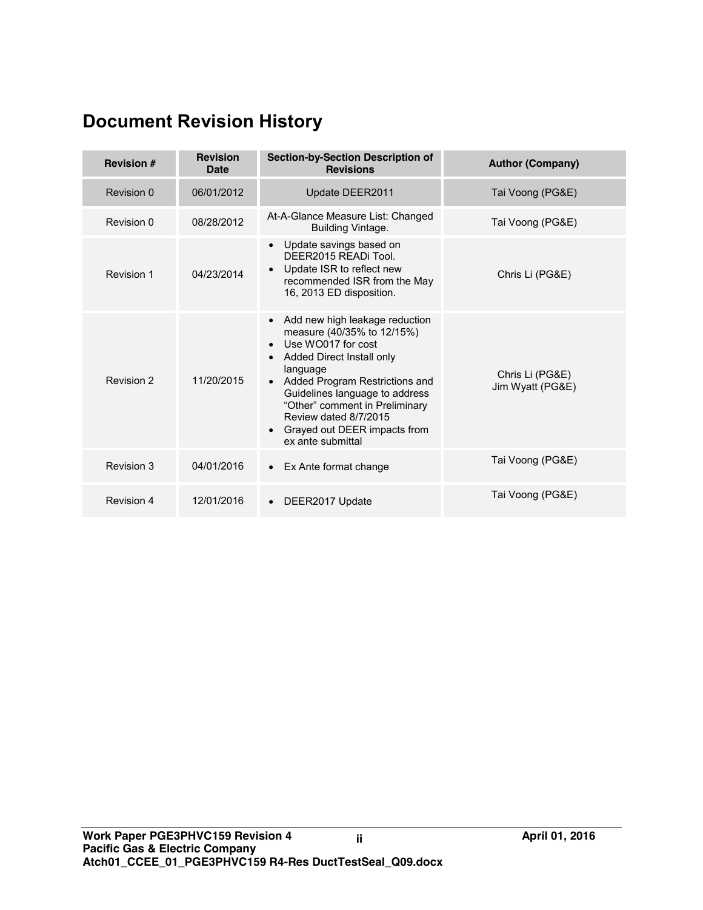# Document Revision History

| Revision # | Revision Date | Section-by-Section Description of Revisions | Author (Company) |
|---|---|---|---|
| Revision 0 | 06/01/2012 | Update DEER2011 | Tai Voong (PG&E) |
| Revision 0 | 08/28/2012 | At-A-Glance Measure List: Changed Building Vintage. | Tai Voong (PG&E) |
| Revision 1 | 04/23/2014 | • Update savings based on DEER2015 READi Tool.<br>• Update ISR to reflect new recommended ISR from the May 16, 2013 ED disposition. | Chris Li (PG&E) |
| Revision 2 | 11/20/2015 | • Add new high leakage reduction measure (40/35% to 12/15%)<br>• Use WO017 for cost<br>• Added Direct Install only language<br>• Added Program Restrictions and Guidelines language to address "Other" comment in Preliminary Review dated 8/7/2015<br>• Grayed out DEER impacts from ex ante submittal | Chris Li (PG&E)<br>Jim Wyatt (PG&E) |
| Revision 3 | 04/01/2016 | • Ex Ante format change | Tai Voong (PG&E) |
| Revision 4 | 12/01/2016 | • DEER2017 Update | Tai Voong (PG&E) |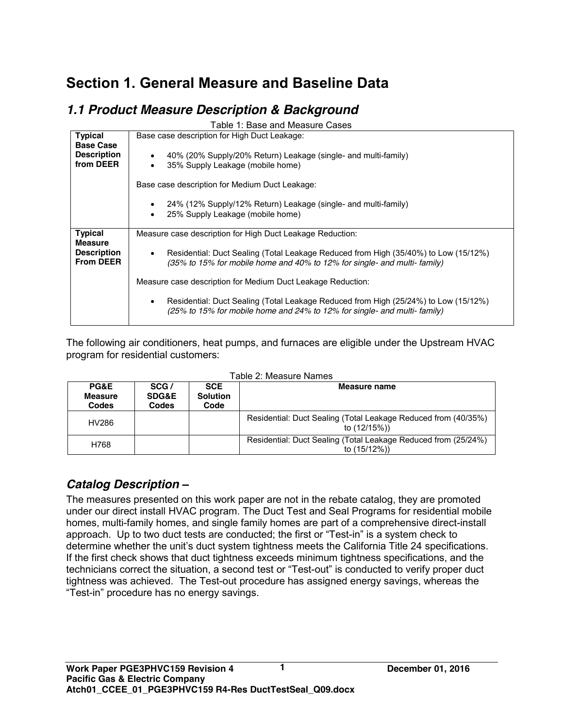# Section 1. General Measure and Baseline Data

## *1.1 Product Measure Description & Background*

Table 1: Base and Measure Cases

| | |
|---|---|
| **Typical Base Case Description from DEER** | Base case description for High Duct Leakage:<br>• 40% (20% Supply/20% Return) Leakage (single- and multi-family)<br>• 35% Supply Leakage (mobile home)<br><br>Base case description for Medium Duct Leakage:<br>• 24% (12% Supply/12% Return) Leakage (single- and multi-family)<br>• 25% Supply Leakage (mobile home) |
| **Typical Measure Description From DEER** | Measure case description for High Duct Leakage Reduction:<br>• Residential: Duct Sealing (Total Leakage Reduced from High (35/40%) to Low (15/12%) *(35% to 15% for mobile home and 40% to 12% for single- and multi- family)*<br><br>Measure case description for Medium Duct Leakage Reduction:<br>• Residential: Duct Sealing (Total Leakage Reduced from High (25/24%) to Low (15/12%) *(25% to 15% for mobile home and 24% to 12% for single- and multi- family)* |

The following air conditioners, heat pumps, and furnaces are eligible under the Upstream HVAC program for residential customers:

Table 2: Measure Names

| PG&E Measure Codes | SCG / SDG&E Codes | SCE Solution Code | Measure name |
|---|---|---|---|
| HV286 | | | Residential: Duct Sealing (Total Leakage Reduced from (40/35%) to (12/15%)) |
| H768 | | | Residential: Duct Sealing (Total Leakage Reduced from (25/24%) to (15/12%)) |

## *Catalog Description –*

The measures presented on this work paper are not in the rebate catalog, they are promoted under our direct install HVAC program. The Duct Test and Seal Programs for residential mobile homes, multi-family homes, and single family homes are part of a comprehensive direct-install approach. Up to two duct tests are conducted; the first or "Test-in" is a system check to determine whether the unit's duct system tightness meets the California Title 24 specifications. If the first check shows that duct tightness exceeds minimum tightness specifications, and the technicians correct the situation, a second test or "Test-out" is conducted to verify proper duct tightness was achieved. The Test-out procedure has assigned energy savings, whereas the "Test-in" procedure has no energy savings.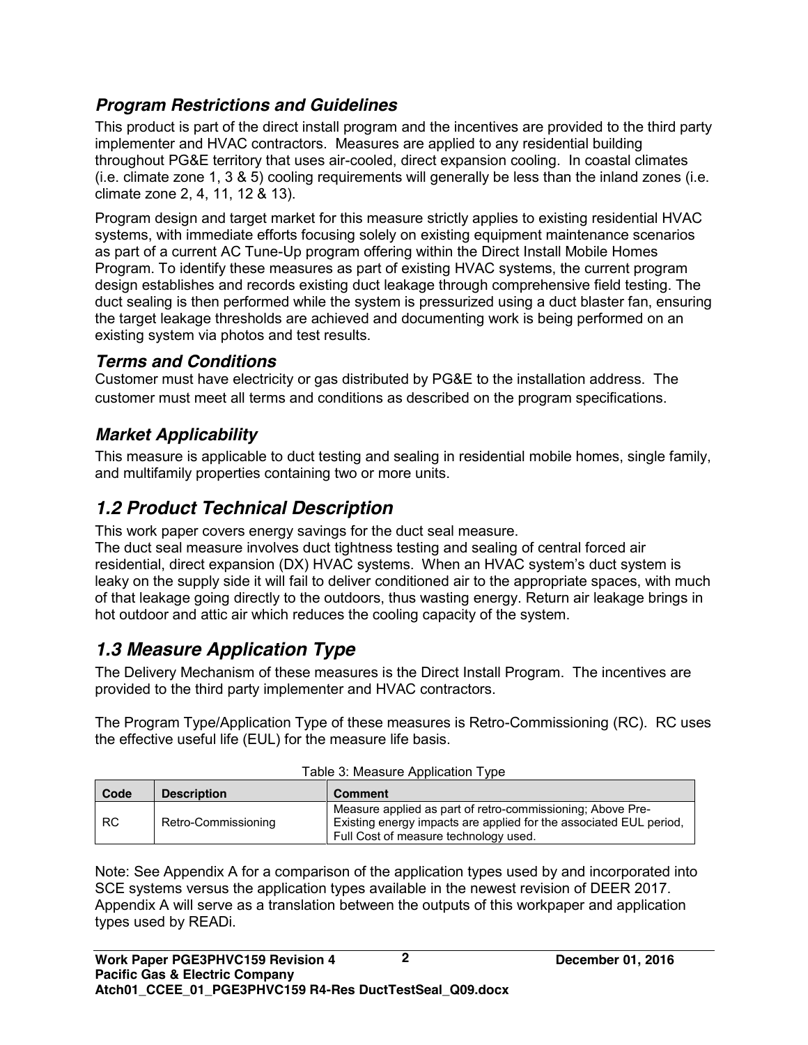### *Program Restrictions and Guidelines*

This product is part of the direct install program and the incentives are provided to the third party implementer and HVAC contractors. Measures are applied to any residential building throughout PG&E territory that uses air-cooled, direct expansion cooling. In coastal climates (i.e. climate zone 1, 3 & 5) cooling requirements will generally be less than the inland zones (i.e. climate zone 2, 4, 11, 12 & 13).

Program design and target market for this measure strictly applies to existing residential HVAC systems, with immediate efforts focusing solely on existing equipment maintenance scenarios as part of a current AC Tune-Up program offering within the Direct Install Mobile Homes Program. To identify these measures as part of existing HVAC systems, the current program design establishes and records existing duct leakage through comprehensive field testing. The duct sealing is then performed while the system is pressurized using a duct blaster fan, ensuring the target leakage thresholds are achieved and documenting work is being performed on an existing system via photos and test results.

### *Terms and Conditions*

Customer must have electricity or gas distributed by PG&E to the installation address. The customer must meet all terms and conditions as described on the program specifications.

### *Market Applicability*

This measure is applicable to duct testing and sealing in residential mobile homes, single family, and multifamily properties containing two or more units.

## *1.2 Product Technical Description*

This work paper covers energy savings for the duct seal measure.
The duct seal measure involves duct tightness testing and sealing of central forced air residential, direct expansion (DX) HVAC systems. When an HVAC system's duct system is leaky on the supply side it will fail to deliver conditioned air to the appropriate spaces, with much of that leakage going directly to the outdoors, thus wasting energy. Return air leakage brings in hot outdoor and attic air which reduces the cooling capacity of the system.

## *1.3 Measure Application Type*

The Delivery Mechanism of these measures is the Direct Install Program. The incentives are provided to the third party implementer and HVAC contractors.

The Program Type/Application Type of these measures is Retro-Commissioning (RC). RC uses the effective useful life (EUL) for the measure life basis.

Table 3: Measure Application Type

| Code | Description | Comment |
|---|---|---|
| RC | Retro-Commissioning | Measure applied as part of retro-commissioning; Above Pre-Existing energy impacts are applied for the associated EUL period, Full Cost of measure technology used. |

Note: See Appendix A for a comparison of the application types used by and incorporated into SCE systems versus the application types available in the newest revision of DEER 2017. Appendix A will serve as a translation between the outputs of this workpaper and application types used by READi.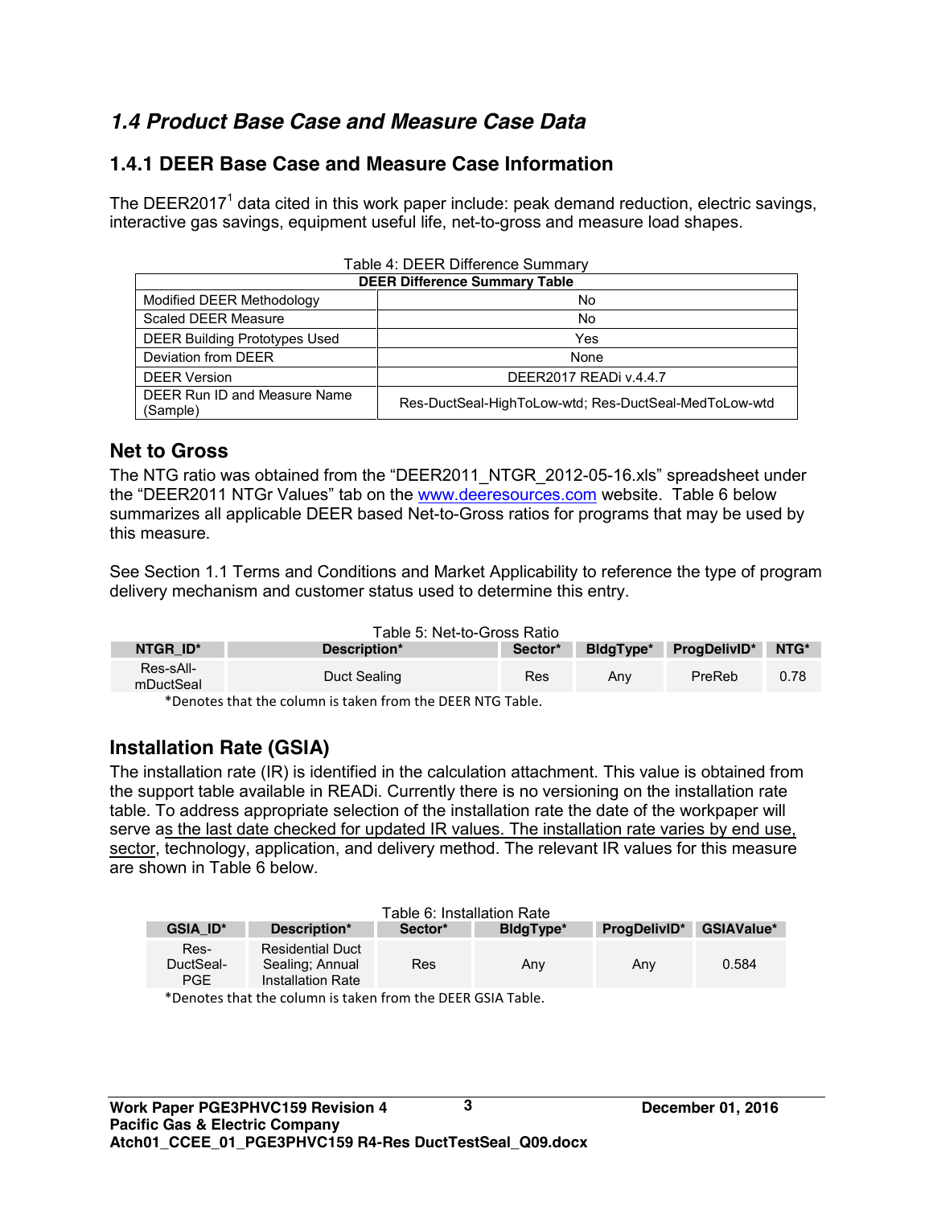## *1.4 Product Base Case and Measure Case Data*

### 1.4.1 DEER Base Case and Measure Case Information

The DEER2017[1] data cited in this work paper include: peak demand reduction, electric savings, interactive gas savings, equipment useful life, net-to-gross and measure load shapes.

Table 4: DEER Difference Summary

| DEER Difference Summary Table | |
|---|---|
| Modified DEER Methodology | No |
| Scaled DEER Measure | No |
| DEER Building Prototypes Used | Yes |
| Deviation from DEER | None |
| DEER Version | DEER2017 READi v.4.4.7 |
| DEER Run ID and Measure Name (Sample) | Res-DuctSeal-HighToLow-wtd; Res-DuctSeal-MedToLow-wtd |

### Net to Gross

The NTG ratio was obtained from the "DEER2011_NTGR_2012-05-16.xls" spreadsheet under the "DEER2011 NTGr Values" tab on the www.deeresources.com website. Table 6 below summarizes all applicable DEER based Net-to-Gross ratios for programs that may be used by this measure.

See Section 1.1 Terms and Conditions and Market Applicability to reference the type of program delivery mechanism and customer status used to determine this entry.

Table 5: Net-to-Gross Ratio

| NTGR_ID* | Description* | Sector* | BldgType* | ProgDelivID* | NTG* |
|---|---|---|---|---|---|
| Res-sAll-mDuctSeal | Duct Sealing | Res | Any | PreReb | 0.78 |

*Denotes that the column is taken from the DEER NTG Table.

### Installation Rate (GSIA)

The installation rate (IR) is identified in the calculation attachment. This value is obtained from the support table available in READi. Currently there is no versioning on the installation rate table. To address appropriate selection of the installation rate the date of the workpaper will serve as the last date checked for updated IR values. The installation rate varies by end use, sector, technology, application, and delivery method. The relevant IR values for this measure are shown in Table 6 below.

Table 6: Installation Rate

| GSIA_ID* | Description* | Sector* | BldgType* | ProgDelivID* | GSIAValue* |
|---|---|---|---|---|---|
| Res-DuctSeal-PGE | Residential Duct Sealing; Annual Installation Rate | Res | Any | Any | 0.584 |

*Denotes that the column is taken from the DEER GSIA Table.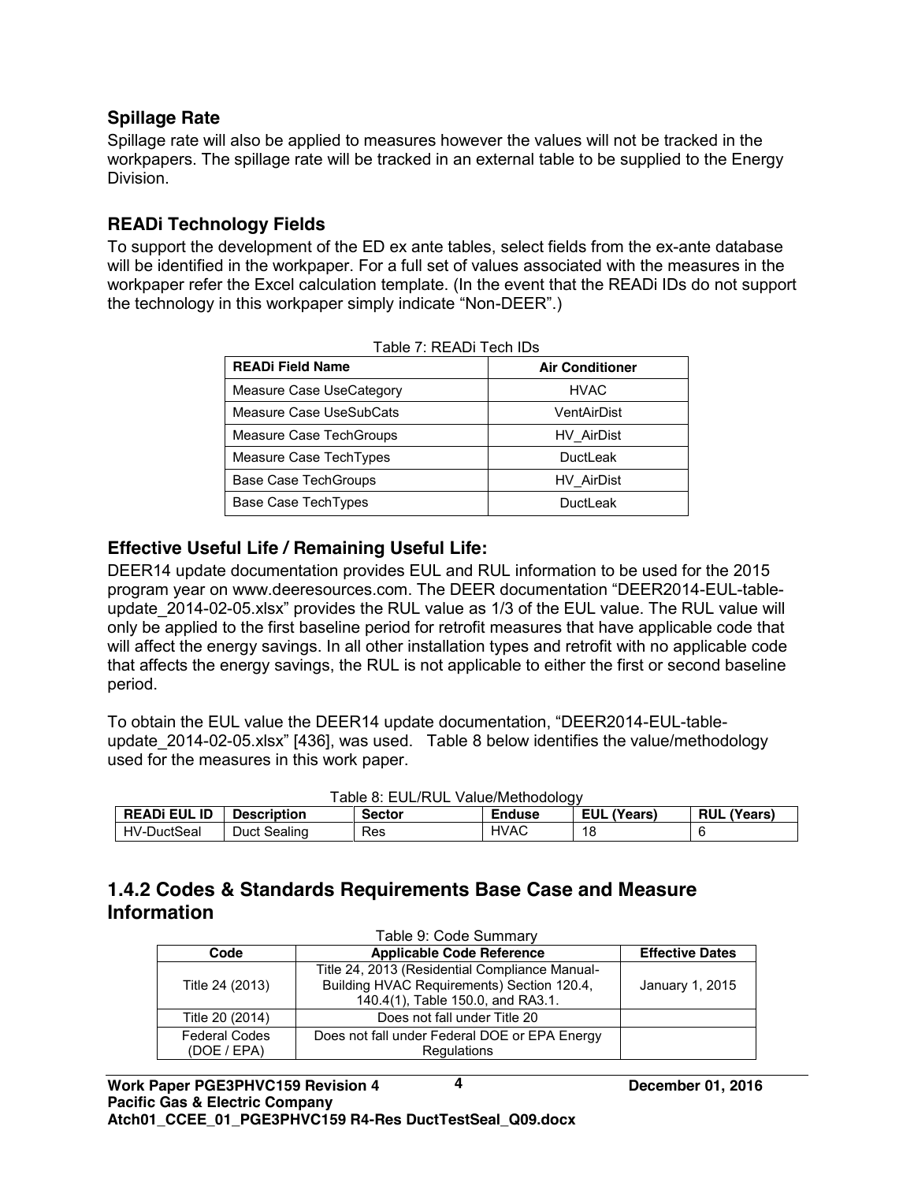### Spillage Rate

Spillage rate will also be applied to measures however the values will not be tracked in the workpapers. The spillage rate will be tracked in an external table to be supplied to the Energy Division.

### READi Technology Fields

To support the development of the ED ex ante tables, select fields from the ex-ante database will be identified in the workpaper. For a full set of values associated with the measures in the workpaper refer the Excel calculation template. (In the event that the READi IDs do not support the technology in this workpaper simply indicate "Non-DEER".)

Table 7: READi Tech IDs

| READi Field Name | Air Conditioner |
|---|---|
| Measure Case UseCategory | HVAC |
| Measure Case UseSubCats | VentAirDist |
| Measure Case TechGroups | HV_AirDist |
| Measure Case TechTypes | DuctLeak |
| Base Case TechGroups | HV_AirDist |
| Base Case TechTypes | DuctLeak |

### Effective Useful Life / Remaining Useful Life:

DEER14 update documentation provides EUL and RUL information to be used for the 2015 program year on www.deeresources.com. The DEER documentation "DEER2014-EUL-table-update_2014-02-05.xlsx" provides the RUL value as 1/3 of the EUL value. The RUL value will only be applied to the first baseline period for retrofit measures that have applicable code that will affect the energy savings. In all other installation types and retrofit with no applicable code that affects the energy savings, the RUL is not applicable to either the first or second baseline period.

To obtain the EUL value the DEER14 update documentation, "DEER2014-EUL-table-update_2014-02-05.xlsx" [436], was used. Table 8 below identifies the value/methodology used for the measures in this work paper.

Table 8: EUL/RUL Value/Methodology

| READi EUL ID | Description | Sector | Enduse | EUL (Years) | RUL (Years) |
|---|---|---|---|---|---|
| HV-DuctSeal | Duct Sealing | Res | HVAC | 18 | 6 |

## 1.4.2 Codes & Standards Requirements Base Case and Measure Information

Table 9: Code Summary

| Code | Applicable Code Reference | Effective Dates |
|---|---|---|
| Title 24 (2013) | Title 24, 2013 (Residential Compliance Manual-Building HVAC Requirements) Section 120.4, 140.4(1), Table 150.0, and RA3.1. | January 1, 2015 |
| Title 20 (2014) | Does not fall under Title 20 | |
| Federal Codes (DOE / EPA) | Does not fall under Federal DOE or EPA Energy Regulations | |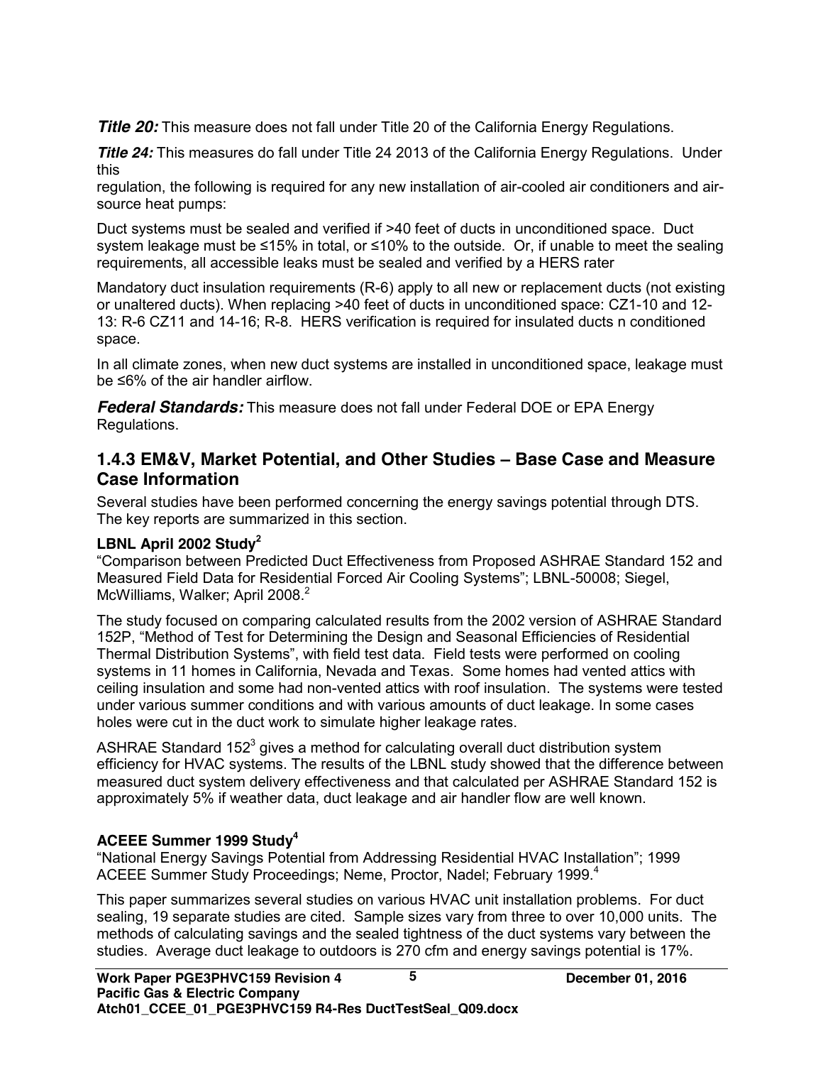***Title 20:*** This measure does not fall under Title 20 of the California Energy Regulations.

***Title 24:*** This measures do fall under Title 24 2013 of the California Energy Regulations. Under this
regulation, the following is required for any new installation of air-cooled air conditioners and air-source heat pumps:

Duct systems must be sealed and verified if >40 feet of ducts in unconditioned space. Duct system leakage must be ≤15% in total, or ≤10% to the outside. Or, if unable to meet the sealing requirements, all accessible leaks must be sealed and verified by a HERS rater

Mandatory duct insulation requirements (R-6) apply to all new or replacement ducts (not existing or unaltered ducts). When replacing >40 feet of ducts in unconditioned space: CZ1-10 and 12-13: R-6 CZ11 and 14-16; R-8. HERS verification is required for insulated ducts n conditioned space.

In all climate zones, when new duct systems are installed in unconditioned space, leakage must be ≤6% of the air handler airflow.

***Federal Standards:*** This measure does not fall under Federal DOE or EPA Energy Regulations.

### 1.4.3 EM&V, Market Potential, and Other Studies – Base Case and Measure Case Information

Several studies have been performed concerning the energy savings potential through DTS. The key reports are summarized in this section.

**LBNL April 2002 Study[2]**

"Comparison between Predicted Duct Effectiveness from Proposed ASHRAE Standard 152 and Measured Field Data for Residential Forced Air Cooling Systems"; LBNL-50008; Siegel, McWilliams, Walker; April 2008.[2]

The study focused on comparing calculated results from the 2002 version of ASHRAE Standard 152P, "Method of Test for Determining the Design and Seasonal Efficiencies of Residential Thermal Distribution Systems", with field test data. Field tests were performed on cooling systems in 11 homes in California, Nevada and Texas. Some homes had vented attics with ceiling insulation and some had non-vented attics with roof insulation. The systems were tested under various summer conditions and with various amounts of duct leakage. In some cases holes were cut in the duct work to simulate higher leakage rates.

ASHRAE Standard 152[3] gives a method for calculating overall duct distribution system efficiency for HVAC systems. The results of the LBNL study showed that the difference between measured duct system delivery effectiveness and that calculated per ASHRAE Standard 152 is approximately 5% if weather data, duct leakage and air handler flow are well known.

**ACEEE Summer 1999 Study[4]**

"National Energy Savings Potential from Addressing Residential HVAC Installation"; 1999 ACEEE Summer Study Proceedings; Neme, Proctor, Nadel; February 1999.[4]

This paper summarizes several studies on various HVAC unit installation problems. For duct sealing, 19 separate studies are cited. Sample sizes vary from three to over 10,000 units. The methods of calculating savings and the sealed tightness of the duct systems vary between the studies. Average duct leakage to outdoors is 270 cfm and energy savings potential is 17%.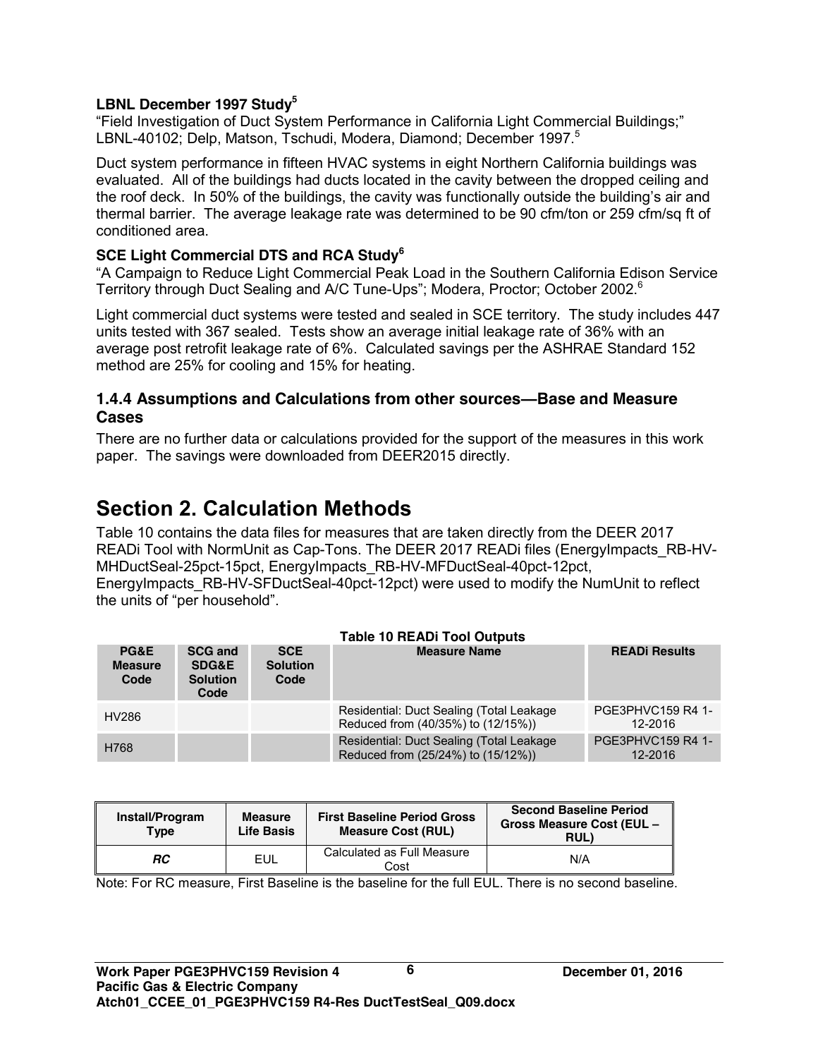### LBNL December 1997 Study[5]

"Field Investigation of Duct System Performance in California Light Commercial Buildings;" LBNL-40102; Delp, Matson, Tschudi, Modera, Diamond; December 1997.[5]

Duct system performance in fifteen HVAC systems in eight Northern California buildings was evaluated. All of the buildings had ducts located in the cavity between the dropped ceiling and the roof deck. In 50% of the buildings, the cavity was functionally outside the building's air and thermal barrier. The average leakage rate was determined to be 90 cfm/ton or 259 cfm/sq ft of conditioned area.

### SCE Light Commercial DTS and RCA Study[6]

"A Campaign to Reduce Light Commercial Peak Load in the Southern California Edison Service Territory through Duct Sealing and A/C Tune-Ups"; Modera, Proctor; October 2002.[6]

Light commercial duct systems were tested and sealed in SCE territory. The study includes 447 units tested with 367 sealed. Tests show an average initial leakage rate of 36% with an average post retrofit leakage rate of 6%. Calculated savings per the ASHRAE Standard 152 method are 25% for cooling and 15% for heating.

## 1.4.4 Assumptions and Calculations from other sources—Base and Measure Cases

There are no further data or calculations provided for the support of the measures in this work paper. The savings were downloaded from DEER2015 directly.

# Section 2. Calculation Methods

Table 10 contains the data files for measures that are taken directly from the DEER 2017 READi Tool with NormUnit as Cap-Tons. The DEER 2017 READi files (EnergyImpacts_RB-HV-MHDuctSeal-25pct-15pct, EnergyImpacts_RB-HV-MFDuctSeal-40pct-12pct, EnergyImpacts_RB-HV-SFDuctSeal-40pct-12pct) were used to modify the NumUnit to reflect the units of "per household".

**Table 10 READi Tool Outputs**

| PG&E Measure Code | SCG and SDG&E Solution Code | SCE Solution Code | Measure Name | READi Results |
|---|---|---|---|---|
| HV286 | | | Residential: Duct Sealing (Total Leakage Reduced from (40/35%) to (12/15%)) | PGE3PHVC159 R4 1-12-2016 |
| H768 | | | Residential: Duct Sealing (Total Leakage Reduced from (25/24%) to (15/12%)) | PGE3PHVC159 R4 1-12-2016 |

| Install/Program Type | Measure Life Basis | First Baseline Period Gross Measure Cost (RUL) | Second Baseline Period Gross Measure Cost (EUL – RUL) |
|---|---|---|---|
| ***RC*** | EUL | Calculated as Full Measure Cost | N/A |

Note: For RC measure, First Baseline is the baseline for the full EUL. There is no second baseline.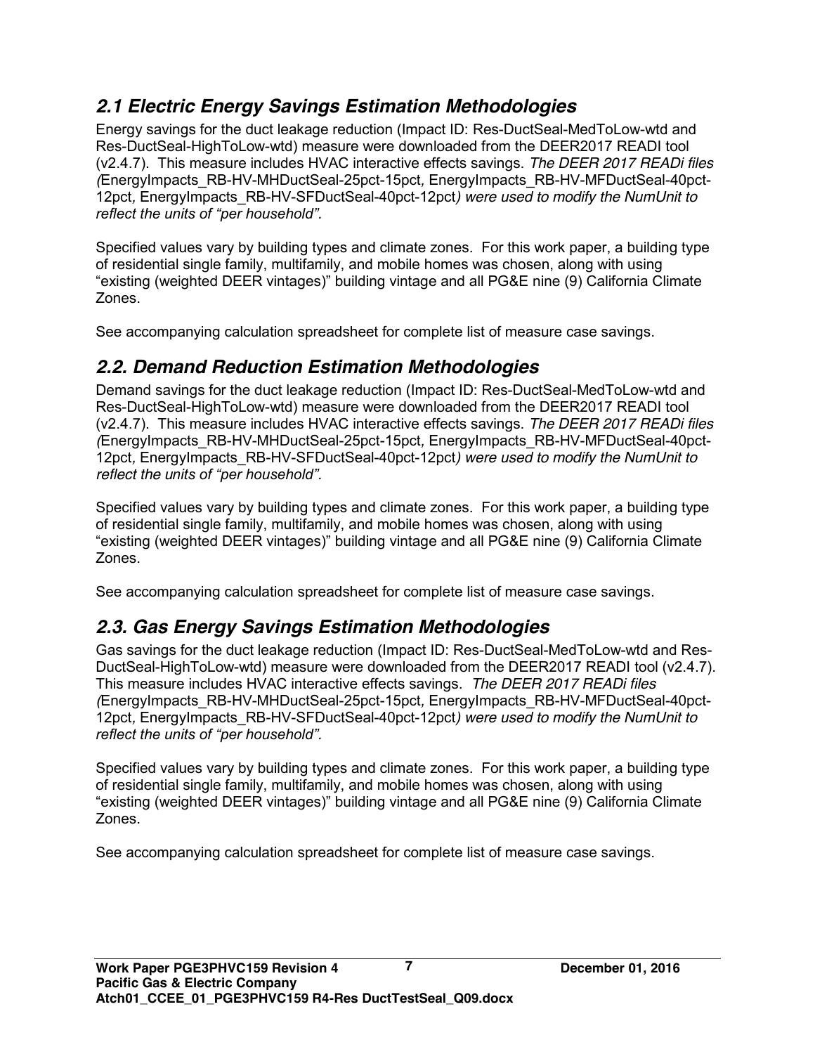## *2.1 Electric Energy Savings Estimation Methodologies*

Energy savings for the duct leakage reduction (Impact ID: Res-DuctSeal-MedToLow-wtd and Res-DuctSeal-HighToLow-wtd) measure were downloaded from the DEER2017 READI tool (v2.4.7). This measure includes HVAC interactive effects savings. *The DEER 2017 READi files (*EnergyImpacts_RB-HV-MHDuctSeal-25pct-15pct*,* EnergyImpacts_RB-HV-MFDuctSeal-40pct-12pct*,* EnergyImpacts_RB-HV-SFDuctSeal-40pct-12pct*) were used to modify the NumUnit to reflect the units of "per household".*

Specified values vary by building types and climate zones. For this work paper, a building type of residential single family, multifamily, and mobile homes was chosen, along with using "existing (weighted DEER vintages)" building vintage and all PG&E nine (9) California Climate Zones.

See accompanying calculation spreadsheet for complete list of measure case savings.

## *2.2. Demand Reduction Estimation Methodologies*

Demand savings for the duct leakage reduction (Impact ID: Res-DuctSeal-MedToLow-wtd and Res-DuctSeal-HighToLow-wtd) measure were downloaded from the DEER2017 READI tool (v2.4.7). This measure includes HVAC interactive effects savings. *The DEER 2017 READi files (*EnergyImpacts_RB-HV-MHDuctSeal-25pct-15pct*,* EnergyImpacts_RB-HV-MFDuctSeal-40pct-12pct*,* EnergyImpacts_RB-HV-SFDuctSeal-40pct-12pct*) were used to modify the NumUnit to reflect the units of "per household".*

Specified values vary by building types and climate zones. For this work paper, a building type of residential single family, multifamily, and mobile homes was chosen, along with using "existing (weighted DEER vintages)" building vintage and all PG&E nine (9) California Climate Zones.

See accompanying calculation spreadsheet for complete list of measure case savings.

## *2.3. Gas Energy Savings Estimation Methodologies*

Gas savings for the duct leakage reduction (Impact ID: Res-DuctSeal-MedToLow-wtd and Res-DuctSeal-HighToLow-wtd) measure were downloaded from the DEER2017 READI tool (v2.4.7). This measure includes HVAC interactive effects savings. *The DEER 2017 READi files (*EnergyImpacts_RB-HV-MHDuctSeal-25pct-15pct*,* EnergyImpacts_RB-HV-MFDuctSeal-40pct-12pct*,* EnergyImpacts_RB-HV-SFDuctSeal-40pct-12pct*) were used to modify the NumUnit to reflect the units of "per household".*

Specified values vary by building types and climate zones. For this work paper, a building type of residential single family, multifamily, and mobile homes was chosen, along with using "existing (weighted DEER vintages)" building vintage and all PG&E nine (9) California Climate Zones.

See accompanying calculation spreadsheet for complete list of measure case savings.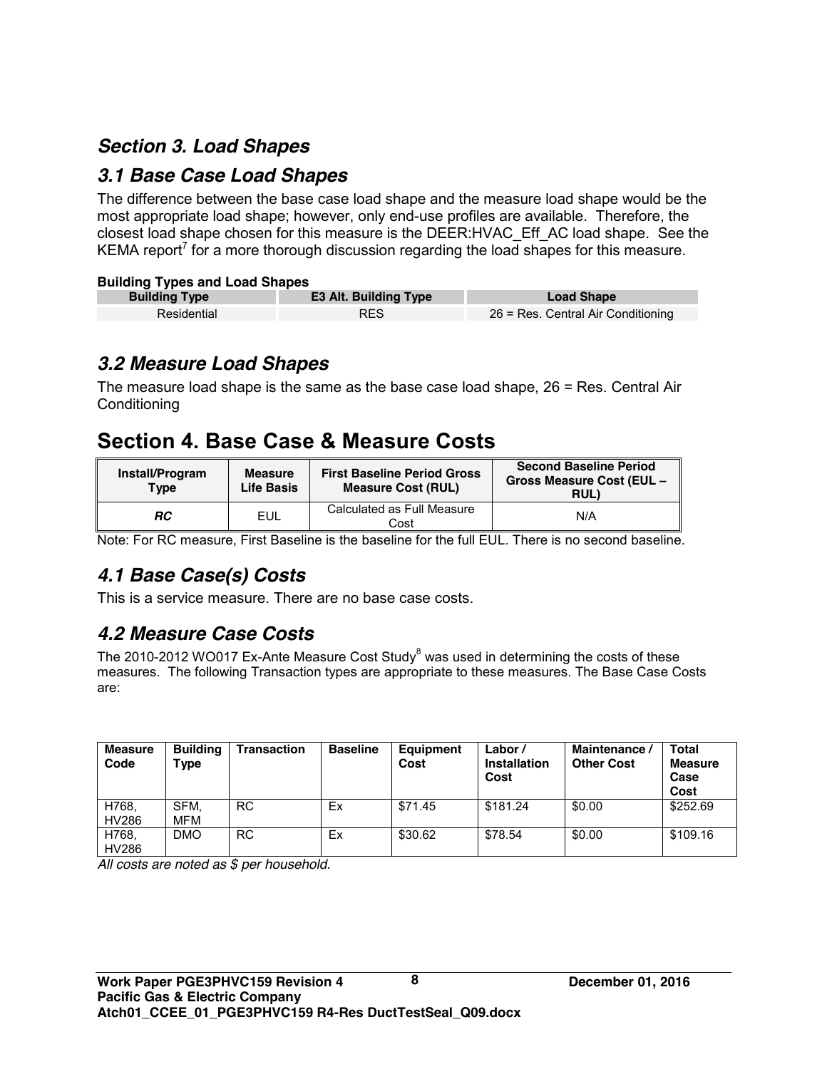## *Section 3. Load Shapes*

### *3.1 Base Case Load Shapes*

The difference between the base case load shape and the measure load shape would be the most appropriate load shape; however, only end-use profiles are available. Therefore, the closest load shape chosen for this measure is the DEER:HVAC_Eff_AC load shape. See the KEMA report[7] for a more thorough discussion regarding the load shapes for this measure.

**Building Types and Load Shapes**

| Building Type | E3 Alt. Building Type | Load Shape |
|---|---|---|
| Residential | RES | 26 = Res. Central Air Conditioning |

### *3.2 Measure Load Shapes*

The measure load shape is the same as the base case load shape, 26 = Res. Central Air Conditioning

## Section 4. Base Case & Measure Costs

| Install/Program Type | Measure Life Basis | First Baseline Period Gross Measure Cost (RUL) | Second Baseline Period Gross Measure Cost (EUL – RUL) |
|---|---|---|---|
| ***RC*** | EUL | Calculated as Full Measure Cost | N/A |

Note: For RC measure, First Baseline is the baseline for the full EUL. There is no second baseline.

### *4.1 Base Case(s) Costs*

This is a service measure. There are no base case costs.

### *4.2 Measure Case Costs*

The 2010-2012 WO017 Ex-Ante Measure Cost Study[8] was used in determining the costs of these measures. The following Transaction types are appropriate to these measures. The Base Case Costs are:

| Measure Code | Building Type | Transaction | Baseline | Equipment Cost | Labor / Installation Cost | Maintenance / Other Cost | Total Measure Case Cost |
|---|---|---|---|---|---|---|---|
| H768, HV286 | SFM, MFM | RC | Ex | $71.45 | $181.24 | $0.00 | $252.69 |
| H768, HV286 | DMO | RC | Ex | $30.62 | $78.54 | $0.00 | $109.16 |

*All costs are noted as $ per household.*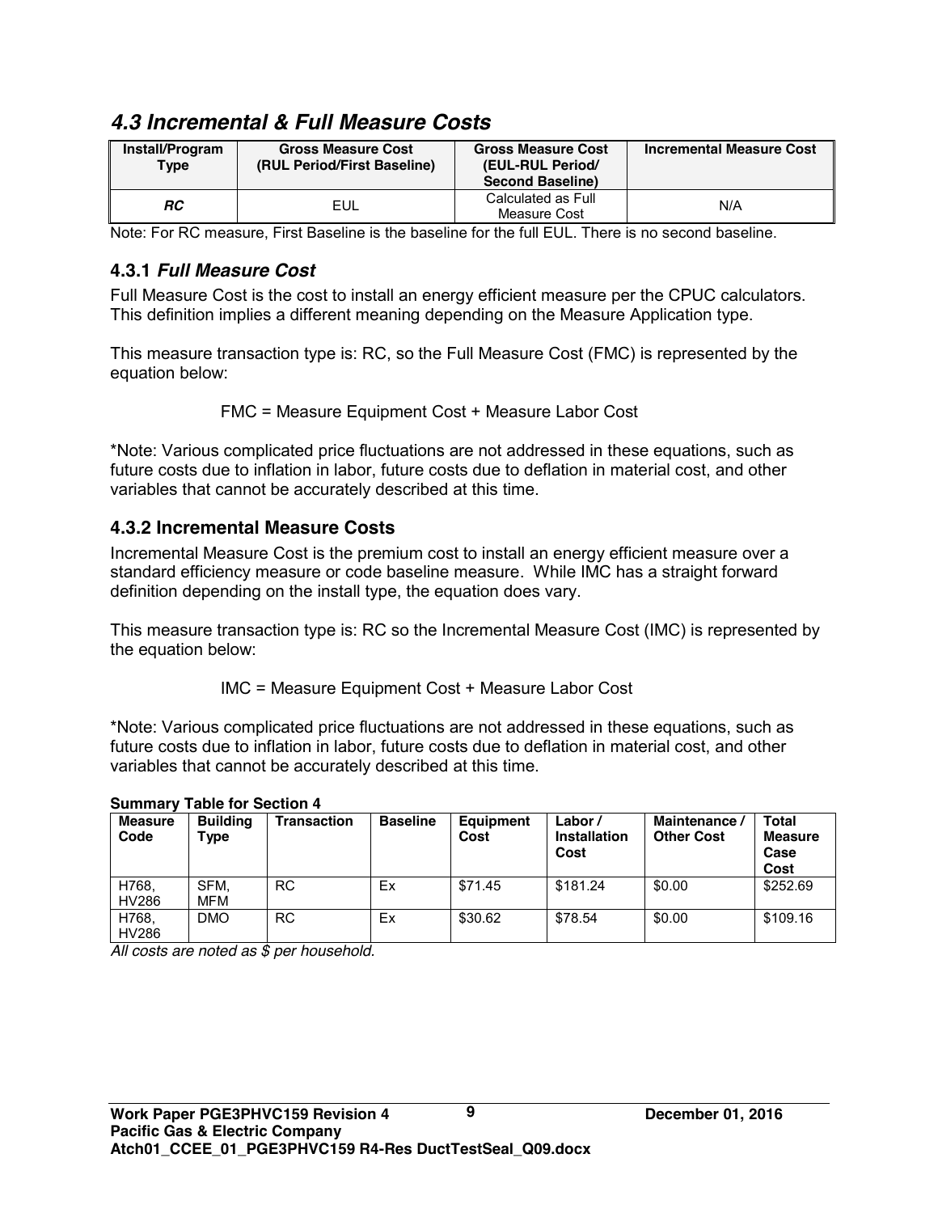## *4.3 Incremental & Full Measure Costs*

| Install/Program Type | Gross Measure Cost (RUL Period/First Baseline) | Gross Measure Cost (EUL-RUL Period/ Second Baseline) | Incremental Measure Cost |
|---|---|---|---|
| ***RC*** | EUL | Calculated as Full Measure Cost | N/A |

Note: For RC measure, First Baseline is the baseline for the full EUL. There is no second baseline.

### 4.3.1 *Full Measure Cost*

Full Measure Cost is the cost to install an energy efficient measure per the CPUC calculators. This definition implies a different meaning depending on the Measure Application type.

This measure transaction type is: RC, so the Full Measure Cost (FMC) is represented by the equation below:

FMC = Measure Equipment Cost + Measure Labor Cost

*Note: Various complicated price fluctuations are not addressed in these equations, such as future costs due to inflation in labor, future costs due to deflation in material cost, and other variables that cannot be accurately described at this time.

### 4.3.2 Incremental Measure Costs

Incremental Measure Cost is the premium cost to install an energy efficient measure over a standard efficiency measure or code baseline measure. While IMC has a straight forward definition depending on the install type, the equation does vary.

This measure transaction type is: RC so the Incremental Measure Cost (IMC) is represented by the equation below:

IMC = Measure Equipment Cost + Measure Labor Cost

*Note: Various complicated price fluctuations are not addressed in these equations, such as future costs due to inflation in labor, future costs due to deflation in material cost, and other variables that cannot be accurately described at this time.

**Summary Table for Section 4**

| Measure Code | Building Type | Transaction | Baseline | Equipment Cost | Labor / Installation Cost | Maintenance / Other Cost | Total Measure Case Cost |
|---|---|---|---|---|---|---|---|
| H768, HV286 | SFM, MFM | RC | Ex | $71.45 | $181.24 | $0.00 | $252.69 |
| H768, HV286 | DMO | RC | Ex | $30.62 | $78.54 | $0.00 | $109.16 |

*All costs are noted as $ per household.*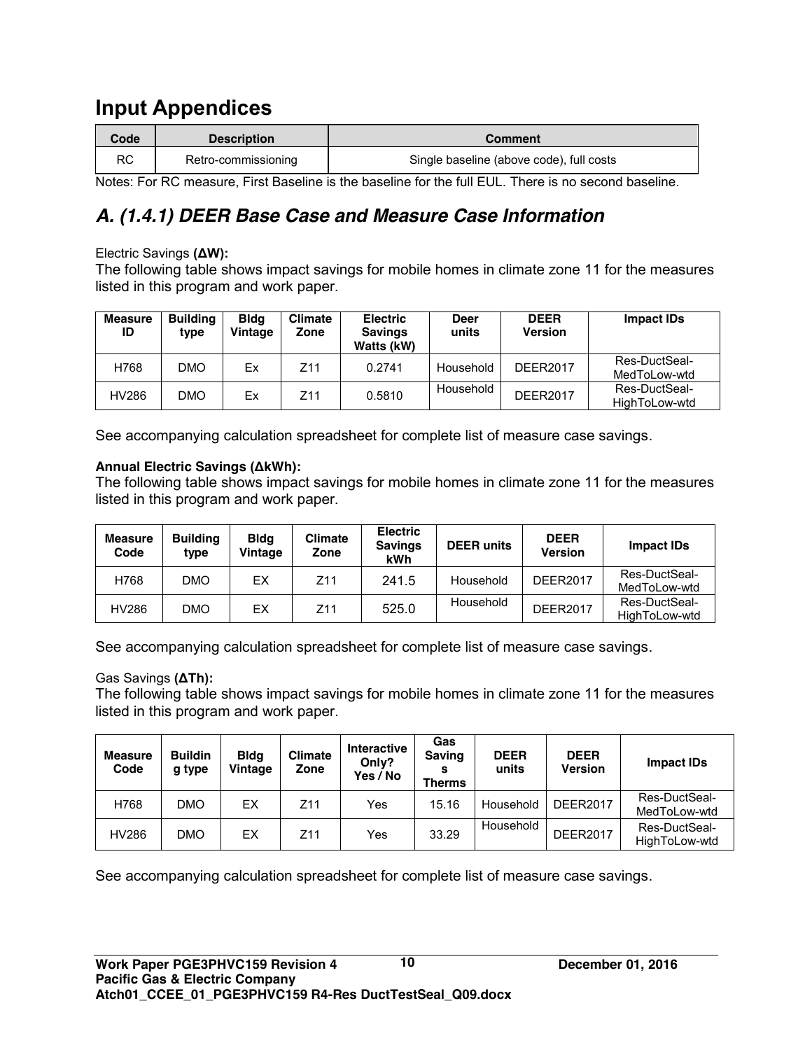# Input Appendices

| Code | Description | Comment |
|---|---|---|
| RC | Retro-commissioning | Single baseline (above code), full costs |

Notes: For RC measure, First Baseline is the baseline for the full EUL. There is no second baseline.

## *A. (1.4.1) DEER Base Case and Measure Case Information*

Electric Savings **(ΔW):**

The following table shows impact savings for mobile homes in climate zone 11 for the measures listed in this program and work paper.

| Measure ID | Building type | Bldg Vintage | Climate Zone | Electric Savings Watts (kW) | Deer units | DEER Version | Impact IDs |
|---|---|---|---|---|---|---|---|
| H768 | DMO | Ex | Z11 | 0.2741 | Household | DEER2017 | Res-DuctSeal-MedToLow-wtd |
| HV286 | DMO | Ex | Z11 | 0.5810 | Household | DEER2017 | Res-DuctSeal-HighToLow-wtd |

See accompanying calculation spreadsheet for complete list of measure case savings.

**Annual Electric Savings (ΔkWh):**

The following table shows impact savings for mobile homes in climate zone 11 for the measures listed in this program and work paper.

| Measure Code | Building type | Bldg Vintage | Climate Zone | Electric Savings kWh | DEER units | DEER Version | Impact IDs |
|---|---|---|---|---|---|---|---|
| H768 | DMO | EX | Z11 | 241.5 | Household | DEER2017 | Res-DuctSeal-MedToLow-wtd |
| HV286 | DMO | EX | Z11 | 525.0 | Household | DEER2017 | Res-DuctSeal-HighToLow-wtd |

See accompanying calculation spreadsheet for complete list of measure case savings.

Gas Savings **(ΔTh):**

The following table shows impact savings for mobile homes in climate zone 11 for the measures listed in this program and work paper.

| Measure Code | Building type | Bldg Vintage | Climate Zone | Interactive Only? Yes / No | Gas Savings Therms | DEER units | DEER Version | Impact IDs |
|---|---|---|---|---|---|---|---|---|
| H768 | DMO | EX | Z11 | Yes | 15.16 | Household | DEER2017 | Res-DuctSeal-MedToLow-wtd |
| HV286 | DMO | EX | Z11 | Yes | 33.29 | Household | DEER2017 | Res-DuctSeal-HighToLow-wtd |

See accompanying calculation spreadsheet for complete list of measure case savings.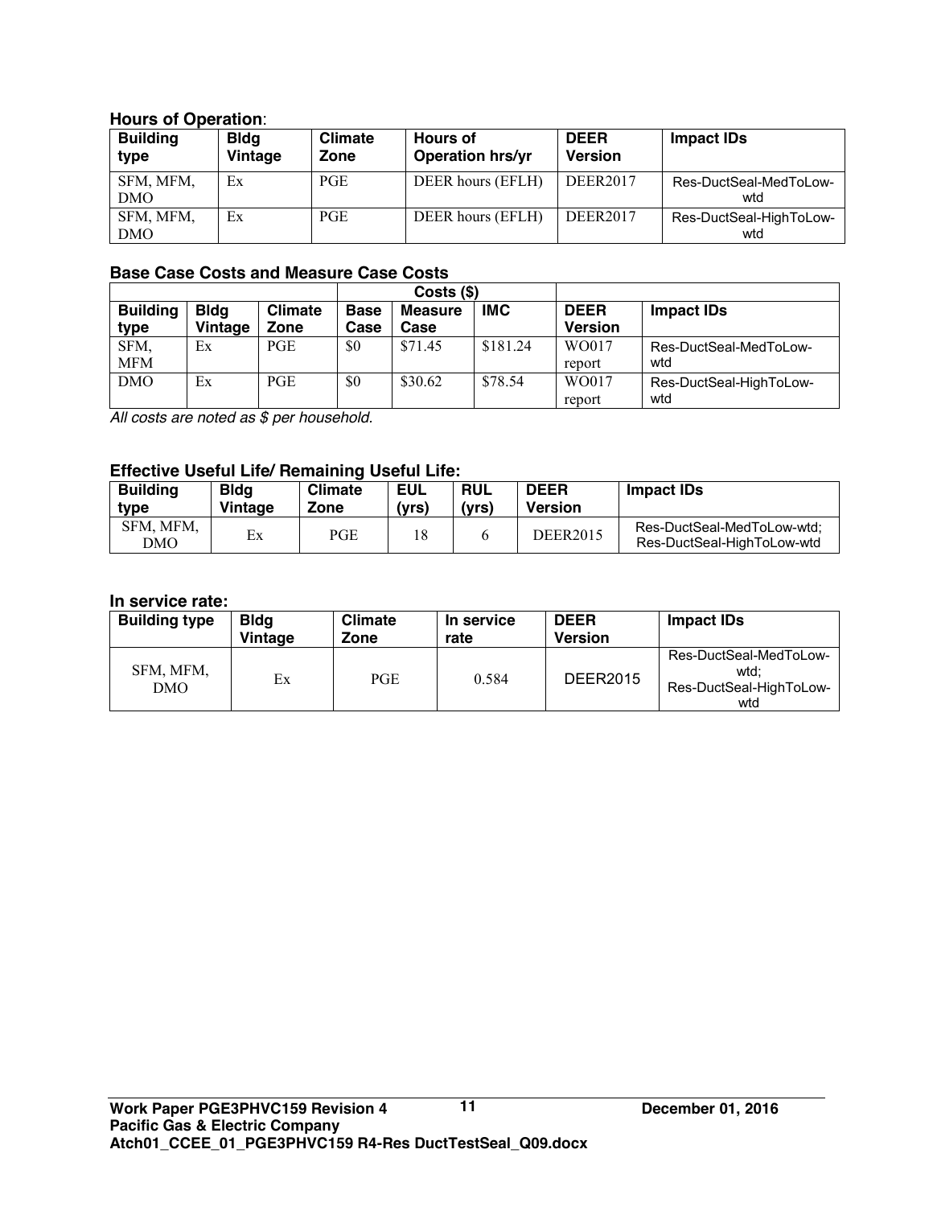### Hours of Operation:

| Building type | Bldg Vintage | Climate Zone | Hours of Operation hrs/yr | DEER Version | Impact IDs |
|---|---|---|---|---|---|
| SFM, MFM, DMO | Ex | PGE | DEER hours (EFLH) | DEER2017 | Res-DuctSeal-MedToLow-wtd |
| SFM, MFM, DMO | Ex | PGE | DEER hours (EFLH) | DEER2017 | Res-DuctSeal-HighToLow-wtd |

### Base Case Costs and Measure Case Costs

| | | | Costs ($) | | | | |
|---|---|---|---|---|---|---|---|
| Building type | Bldg Vintage | Climate Zone | Base Case | Measure Case | IMC | DEER Version | Impact IDs |
| SFM, MFM | Ex | PGE | $0 | $71.45 | $181.24 | WO017 report | Res-DuctSeal-MedToLow-wtd |
| DMO | Ex | PGE | $0 | $30.62 | $78.54 | WO017 report | Res-DuctSeal-HighToLow-wtd |

*All costs are noted as $ per household.*

### Effective Useful Life/ Remaining Useful Life:

| Building type | Bldg Vintage | Climate Zone | EUL (yrs) | RUL (yrs) | DEER Version | Impact IDs |
|---|---|---|---|---|---|---|
| SFM, MFM, DMO | Ex | PGE | 18 | 6 | DEER2015 | Res-DuctSeal-MedToLow-wtd; Res-DuctSeal-HighToLow-wtd |

### In service rate:

| Building type | Bldg Vintage | Climate Zone | In service rate | DEER Version | Impact IDs |
|---|---|---|---|---|---|
| SFM, MFM, DMO | Ex | PGE | 0.584 | DEER2015 | Res-DuctSeal-MedToLow-wtd; Res-DuctSeal-HighToLow-wtd |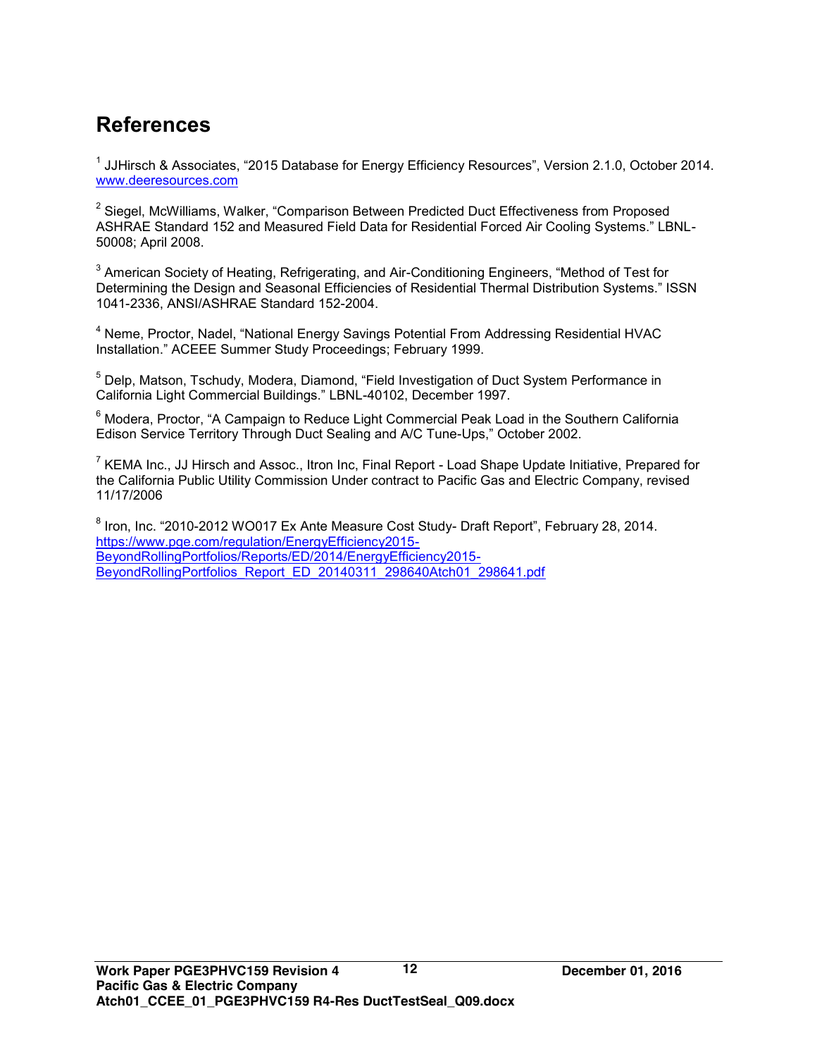# References

[1] JJHirsch & Associates, "2015 Database for Energy Efficiency Resources", Version 2.1.0, October 2014. www.deeresources.com

[2] Siegel, McWilliams, Walker, "Comparison Between Predicted Duct Effectiveness from Proposed ASHRAE Standard 152 and Measured Field Data for Residential Forced Air Cooling Systems." LBNL-50008; April 2008.

[3] American Society of Heating, Refrigerating, and Air-Conditioning Engineers, "Method of Test for Determining the Design and Seasonal Efficiencies of Residential Thermal Distribution Systems." ISSN 1041-2336, ANSI/ASHRAE Standard 152-2004.

[4] Neme, Proctor, Nadel, "National Energy Savings Potential From Addressing Residential HVAC Installation." ACEEE Summer Study Proceedings; February 1999.

[5] Delp, Matson, Tschudy, Modera, Diamond, "Field Investigation of Duct System Performance in California Light Commercial Buildings." LBNL-40102, December 1997.

[6] Modera, Proctor, "A Campaign to Reduce Light Commercial Peak Load in the Southern California Edison Service Territory Through Duct Sealing and A/C Tune-Ups," October 2002.

[7] KEMA Inc., JJ Hirsch and Assoc., Itron Inc, Final Report - Load Shape Update Initiative, Prepared for the California Public Utility Commission Under contract to Pacific Gas and Electric Company, revised 11/17/2006

[8] Iron, Inc. "2010-2012 WO017 Ex Ante Measure Cost Study- Draft Report", February 28, 2014. https://www.pge.com/regulation/EnergyEfficiency2015-BeyondRollingPortfolios/Reports/ED/2014/EnergyEfficiency2015-BeyondRollingPortfolios_Report_ED_20140311_298640Atch01_298641.pdf